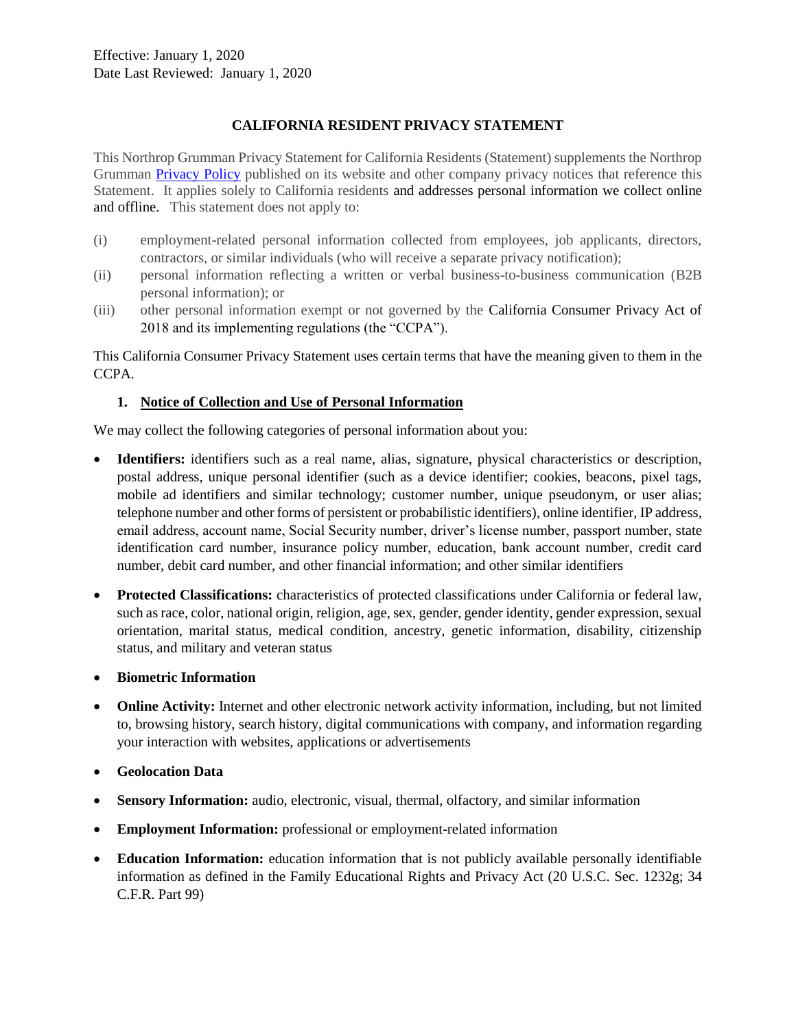Effective: January 1, 2020
Date Last Reviewed: January 1, 2020

# CALIFORNIA RESIDENT PRIVACY STATEMENT

This Northrop Grumman Privacy Statement for California Residents (Statement) supplements the Northrop Grumman [Privacy Policy] published on its website and other company privacy notices that reference this Statement. It applies solely to California residents and addresses personal information we collect online and offline. This statement does not apply to:

(i) employment-related personal information collected from employees, job applicants, directors, contractors, or similar individuals (who will receive a separate privacy notification);

(ii) personal information reflecting a written or verbal business-to-business communication (B2B personal information); or

(iii) other personal information exempt or not governed by the California Consumer Privacy Act of 2018 and its implementing regulations (the "CCPA").

This California Consumer Privacy Statement uses certain terms that have the meaning given to them in the CCPA.

## 1. Notice of Collection and Use of Personal Information

We may collect the following categories of personal information about you:

- **Identifiers:** identifiers such as a real name, alias, signature, physical characteristics or description, postal address, unique personal identifier (such as a device identifier; cookies, beacons, pixel tags, mobile ad identifiers and similar technology; customer number, unique pseudonym, or user alias; telephone number and other forms of persistent or probabilistic identifiers), online identifier, IP address, email address, account name, Social Security number, driver's license number, passport number, state identification card number, insurance policy number, education, bank account number, credit card number, debit card number, and other financial information; and other similar identifiers

- **Protected Classifications:** characteristics of protected classifications under California or federal law, such as race, color, national origin, religion, age, sex, gender, gender identity, gender expression, sexual orientation, marital status, medical condition, ancestry, genetic information, disability, citizenship status, and military and veteran status

- **Biometric Information**

- **Online Activity:** Internet and other electronic network activity information, including, but not limited to, browsing history, search history, digital communications with company, and information regarding your interaction with websites, applications or advertisements

- **Geolocation Data**

- **Sensory Information:** audio, electronic, visual, thermal, olfactory, and similar information

- **Employment Information:** professional or employment-related information

- **Education Information:** education information that is not publicly available personally identifiable information as defined in the Family Educational Rights and Privacy Act (20 U.S.C. Sec. 1232g; 34 C.F.R. Part 99)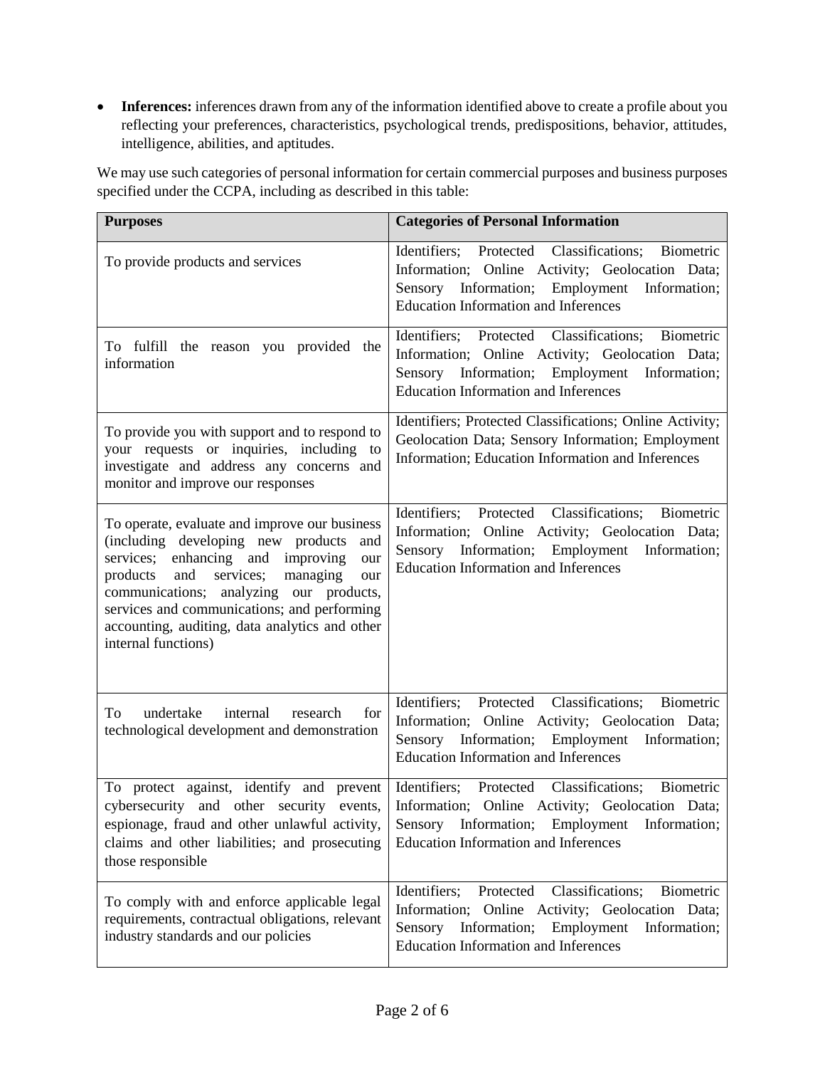- **Inferences:** inferences drawn from any of the information identified above to create a profile about you reflecting your preferences, characteristics, psychological trends, predispositions, behavior, attitudes, intelligence, abilities, and aptitudes.

We may use such categories of personal information for certain commercial purposes and business purposes specified under the CCPA, including as described in this table:

| **Purposes** | **Categories of Personal Information** |
| --- | --- |
| To provide products and services | Identifiers; Protected Classifications; Biometric Information; Online Activity; Geolocation Data; Sensory Information; Employment Information; Education Information and Inferences |
| To fulfill the reason you provided the information | Identifiers; Protected Classifications; Biometric Information; Online Activity; Geolocation Data; Sensory Information; Employment Information; Education Information and Inferences |
| To provide you with support and to respond to your requests or inquiries, including to investigate and address any concerns and monitor and improve our responses | Identifiers; Protected Classifications; Online Activity; Geolocation Data; Sensory Information; Employment Information; Education Information and Inferences |
| To operate, evaluate and improve our business (including developing new products and services; enhancing and improving our products and services; managing our communications; analyzing our products, services and communications; and performing accounting, auditing, data analytics and other internal functions) | Identifiers; Protected Classifications; Biometric Information; Online Activity; Geolocation Data; Sensory Information; Employment Information; Education Information and Inferences |
| To undertake internal research for technological development and demonstration | Identifiers; Protected Classifications; Biometric Information; Online Activity; Geolocation Data; Sensory Information; Employment Information; Education Information and Inferences |
| To protect against, identify and prevent cybersecurity and other security events, espionage, fraud and other unlawful activity, claims and other liabilities; and prosecuting those responsible | Identifiers; Protected Classifications; Biometric Information; Online Activity; Geolocation Data; Sensory Information; Employment Information; Education Information and Inferences |
| To comply with and enforce applicable legal requirements, contractual obligations, relevant industry standards and our policies | Identifiers; Protected Classifications; Biometric Information; Online Activity; Geolocation Data; Sensory Information; Employment Information; Education Information and Inferences |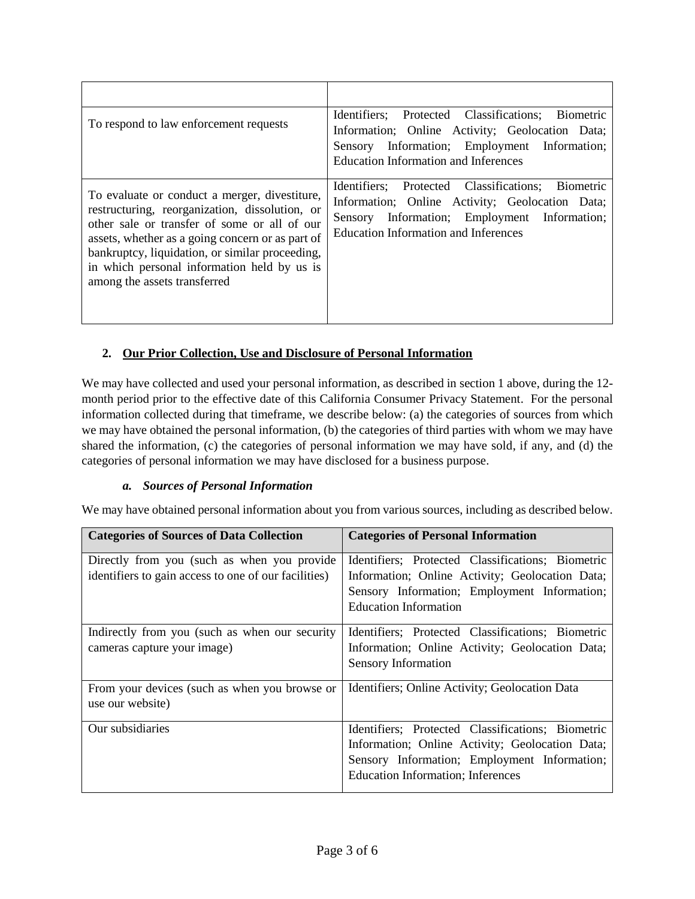| | |
|---|---|
| To respond to law enforcement requests | Identifiers; Protected Classifications; Biometric Information; Online Activity; Geolocation Data; Sensory Information; Employment Information; Education Information and Inferences |
| To evaluate or conduct a merger, divestiture, restructuring, reorganization, dissolution, or other sale or transfer of some or all of our assets, whether as a going concern or as part of bankruptcy, liquidation, or similar proceeding, in which personal information held by us is among the assets transferred | Identifiers; Protected Classifications; Biometric Information; Online Activity; Geolocation Data; Sensory Information; Employment Information; Education Information and Inferences |

## 2. <u>Our Prior Collection, Use and Disclosure of Personal Information</u>

We may have collected and used your personal information, as described in section 1 above, during the 12-month period prior to the effective date of this California Consumer Privacy Statement. For the personal information collected during that timeframe, we describe below: (a) the categories of sources from which we may have obtained the personal information, (b) the categories of third parties with whom we may have shared the information, (c) the categories of personal information we may have sold, if any, and (d) the categories of personal information we may have disclosed for a business purpose.

### *a. Sources of Personal Information*

We may have obtained personal information about you from various sources, including as described below.

| Categories of Sources of Data Collection | Categories of Personal Information |
|---|---|
| Directly from you (such as when you provide identifiers to gain access to one of our facilities) | Identifiers; Protected Classifications; Biometric Information; Online Activity; Geolocation Data; Sensory Information; Employment Information; Education Information |
| Indirectly from you (such as when our security cameras capture your image) | Identifiers; Protected Classifications; Biometric Information; Online Activity; Geolocation Data; Sensory Information |
| From your devices (such as when you browse or use our website) | Identifiers; Online Activity; Geolocation Data |
| Our subsidiaries | Identifiers; Protected Classifications; Biometric Information; Online Activity; Geolocation Data; Sensory Information; Employment Information; Education Information; Inferences |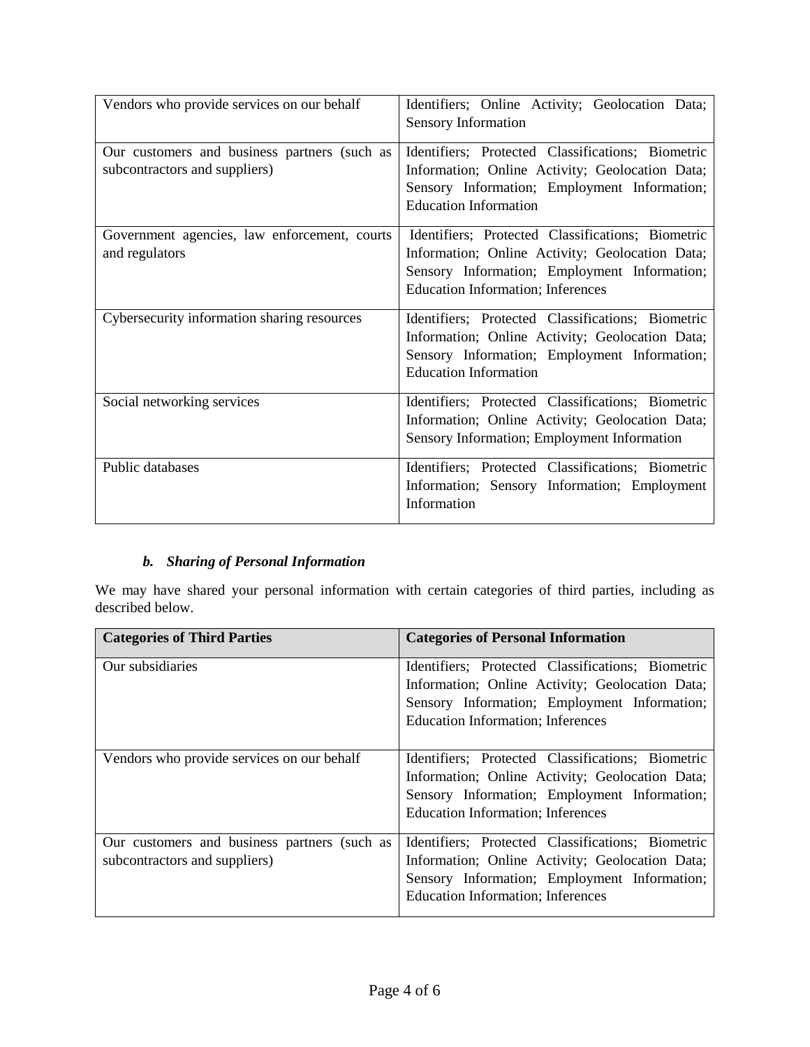| | |
|---|---|
| Vendors who provide services on our behalf | Identifiers; Online Activity; Geolocation Data; Sensory Information |
| Our customers and business partners (such as subcontractors and suppliers) | Identifiers; Protected Classifications; Biometric Information; Online Activity; Geolocation Data; Sensory Information; Employment Information; Education Information |
| Government agencies, law enforcement, courts and regulators | Identifiers; Protected Classifications; Biometric Information; Online Activity; Geolocation Data; Sensory Information; Employment Information; Education Information; Inferences |
| Cybersecurity information sharing resources | Identifiers; Protected Classifications; Biometric Information; Online Activity; Geolocation Data; Sensory Information; Employment Information; Education Information |
| Social networking services | Identifiers; Protected Classifications; Biometric Information; Online Activity; Geolocation Data; Sensory Information; Employment Information |
| Public databases | Identifiers; Protected Classifications; Biometric Information; Sensory Information; Employment Information |

### *b. Sharing of Personal Information*

We may have shared your personal information with certain categories of third parties, including as described below.

| Categories of Third Parties | Categories of Personal Information |
|---|---|
| Our subsidiaries | Identifiers; Protected Classifications; Biometric Information; Online Activity; Geolocation Data; Sensory Information; Employment Information; Education Information; Inferences |
| Vendors who provide services on our behalf | Identifiers; Protected Classifications; Biometric Information; Online Activity; Geolocation Data; Sensory Information; Employment Information; Education Information; Inferences |
| Our customers and business partners (such as subcontractors and suppliers) | Identifiers; Protected Classifications; Biometric Information; Online Activity; Geolocation Data; Sensory Information; Employment Information; Education Information; Inferences |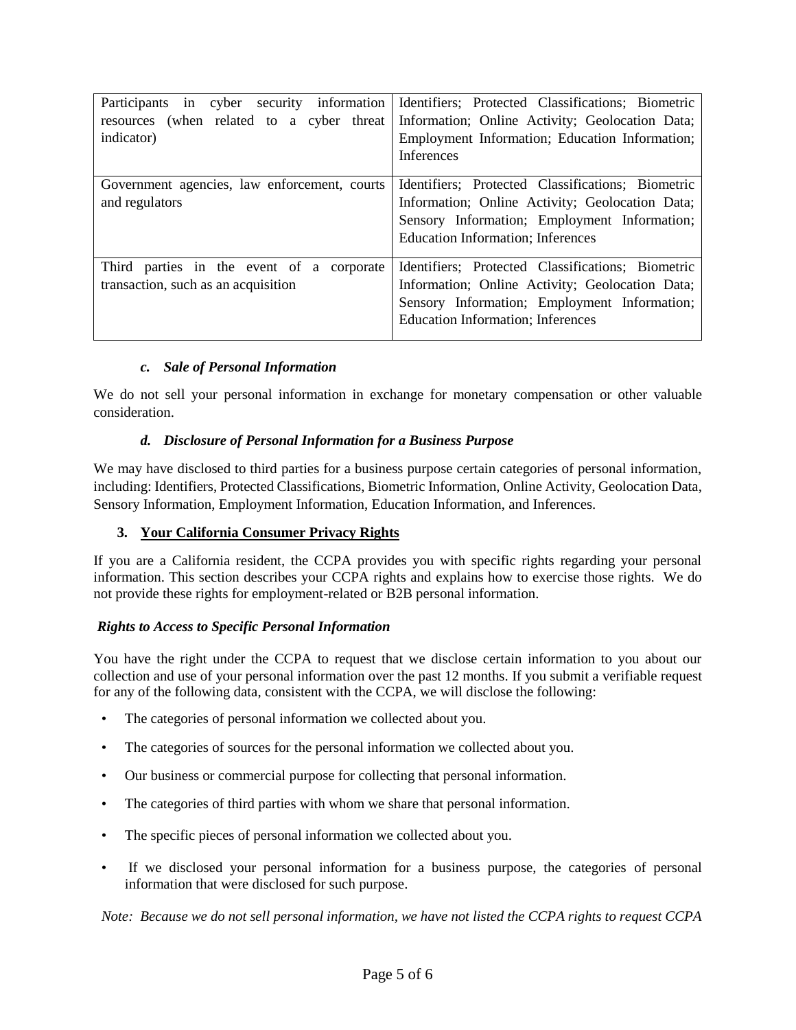| | |
|---|---|
| Participants in cyber security information resources (when related to a cyber threat indicator) | Identifiers; Protected Classifications; Biometric Information; Online Activity; Geolocation Data; Employment Information; Education Information; Inferences |
| Government agencies, law enforcement, courts and regulators | Identifiers; Protected Classifications; Biometric Information; Online Activity; Geolocation Data; Sensory Information; Employment Information; Education Information; Inferences |
| Third parties in the event of a corporate transaction, such as an acquisition | Identifiers; Protected Classifications; Biometric Information; Online Activity; Geolocation Data; Sensory Information; Employment Information; Education Information; Inferences |

#### *c. Sale of Personal Information*

We do not sell your personal information in exchange for monetary compensation or other valuable consideration.

#### *d. Disclosure of Personal Information for a Business Purpose*

We may have disclosed to third parties for a business purpose certain categories of personal information, including: Identifiers, Protected Classifications, Biometric Information, Online Activity, Geolocation Data, Sensory Information, Employment Information, Education Information, and Inferences.

### 3. Your California Consumer Privacy Rights

If you are a California resident, the CCPA provides you with specific rights regarding your personal information. This section describes your CCPA rights and explains how to exercise those rights. We do not provide these rights for employment-related or B2B personal information.

#### *Rights to Access to Specific Personal Information*

You have the right under the CCPA to request that we disclose certain information to you about our collection and use of your personal information over the past 12 months. If you submit a verifiable request for any of the following data, consistent with the CCPA, we will disclose the following:

- The categories of personal information we collected about you.
- The categories of sources for the personal information we collected about you.
- Our business or commercial purpose for collecting that personal information.
- The categories of third parties with whom we share that personal information.
- The specific pieces of personal information we collected about you.
- If we disclosed your personal information for a business purpose, the categories of personal information that were disclosed for such purpose.

*Note: Because we do not sell personal information, we have not listed the CCPA rights to request CCPA*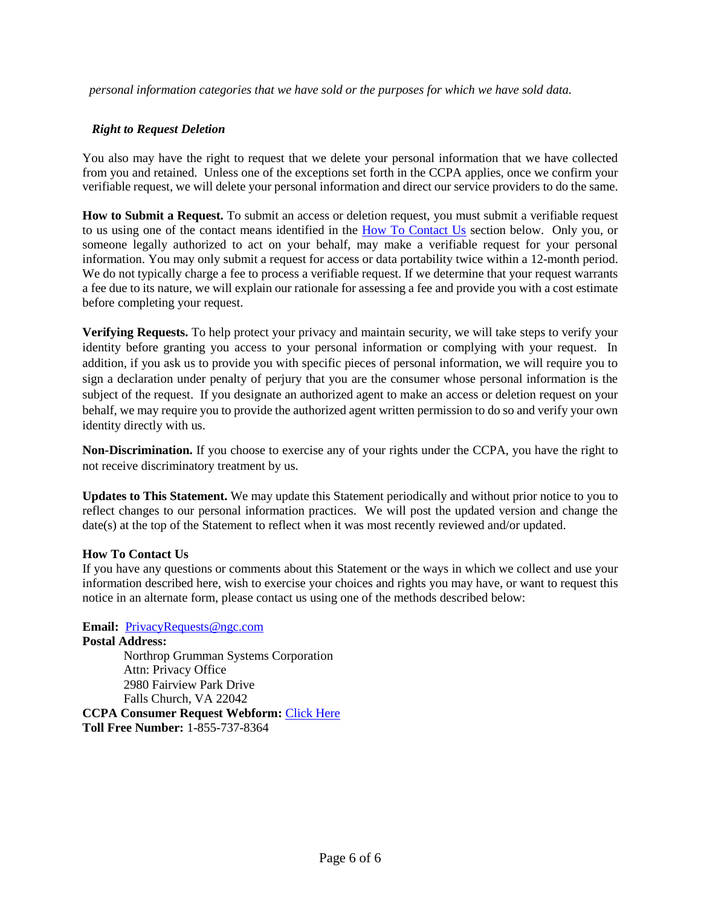*personal information categories that we have sold or the purposes for which we have sold data.*

***Right to Request Deletion***

You also may have the right to request that we delete your personal information that we have collected from you and retained. Unless one of the exceptions set forth in the CCPA applies, once we confirm your verifiable request, we will delete your personal information and direct our service providers to do the same.

**How to Submit a Request.** To submit an access or deletion request, you must submit a verifiable request to us using one of the contact means identified in the How To Contact Us section below. Only you, or someone legally authorized to act on your behalf, may make a verifiable request for your personal information. You may only submit a request for access or data portability twice within a 12-month period. We do not typically charge a fee to process a verifiable request. If we determine that your request warrants a fee due to its nature, we will explain our rationale for assessing a fee and provide you with a cost estimate before completing your request.

**Verifying Requests.** To help protect your privacy and maintain security, we will take steps to verify your identity before granting you access to your personal information or complying with your request. In addition, if you ask us to provide you with specific pieces of personal information, we will require you to sign a declaration under penalty of perjury that you are the consumer whose personal information is the subject of the request. If you designate an authorized agent to make an access or deletion request on your behalf, we may require you to provide the authorized agent written permission to do so and verify your own identity directly with us.

**Non-Discrimination.** If you choose to exercise any of your rights under the CCPA, you have the right to not receive discriminatory treatment by us.

**Updates to This Statement.** We may update this Statement periodically and without prior notice to you to reflect changes to our personal information practices. We will post the updated version and change the date(s) at the top of the Statement to reflect when it was most recently reviewed and/or updated.

**How To Contact Us**

If you have any questions or comments about this Statement or the ways in which we collect and use your information described here, wish to exercise your choices and rights you may have, or want to request this notice in an alternate form, please contact us using one of the methods described below:

**Email:** PrivacyRequests@ngc.com

**Postal Address:**

Northrop Grumman Systems Corporation
Attn: Privacy Office
2980 Fairview Park Drive
Falls Church, VA 22042

**CCPA Consumer Request Webform:** Click Here

**Toll Free Number:** 1-855-737-8364